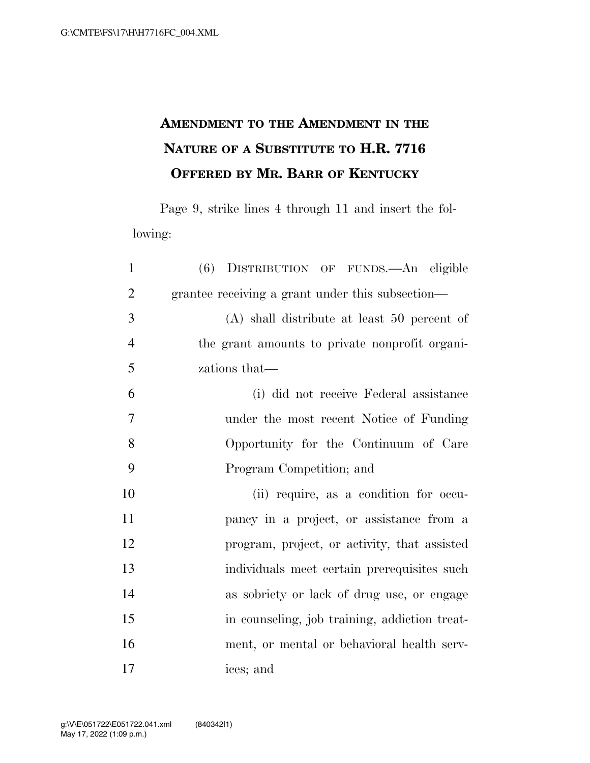# Amendment to the Amendment in the Nature of a Substitute to H.R. 7716 Offered by Mr. Barr of Kentucky

Page 9, strike lines 4 through 11 and insert the following:

(6) DISTRIBUTION OF FUNDS.—An eligible grantee receiving a grant under this subsection—

(A) shall distribute at least 50 percent of the grant amounts to private nonprofit organizations that—

(i) did not receive Federal assistance under the most recent Notice of Funding Opportunity for the Continuum of Care Program Competition; and

(ii) require, as a condition for occupancy in a project, or assistance from a program, project, or activity, that assisted individuals meet certain prerequisites such as sobriety or lack of drug use, or engage in counseling, job training, addiction treatment, or mental or behavioral health services; and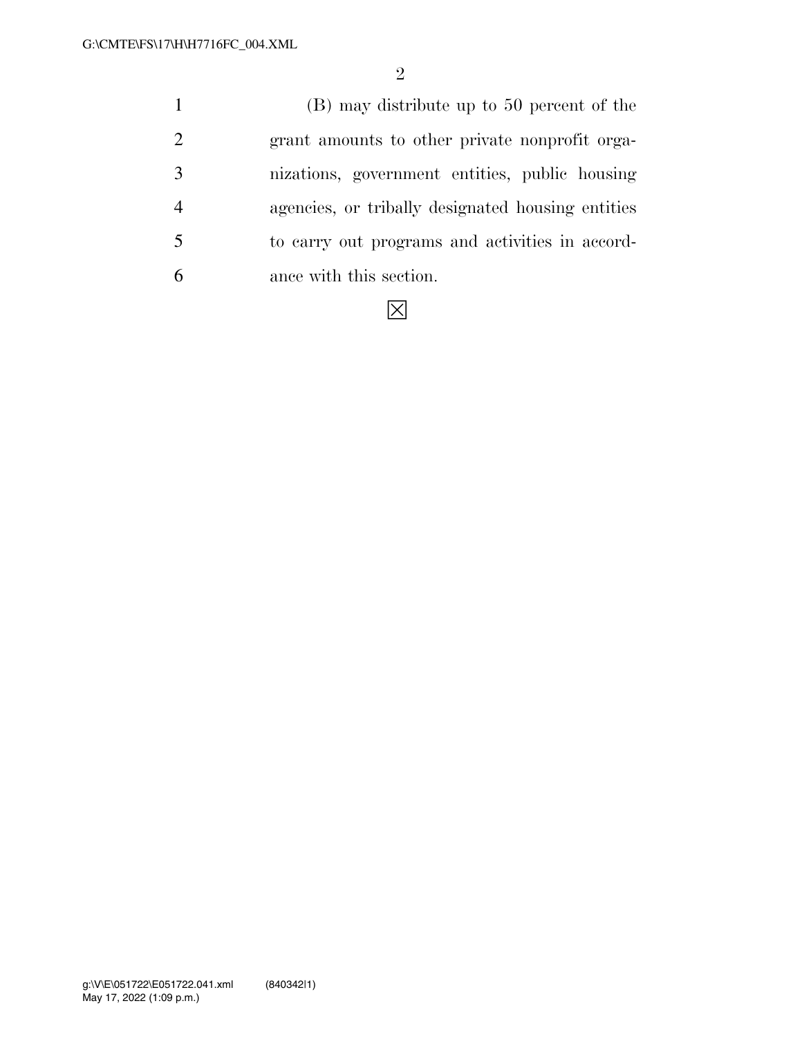(B) may distribute up to 50 percent of the grant amounts to other private nonprofit organizations, government entities, public housing agencies, or tribally designated housing entities to carry out programs and activities in accordance with this section.